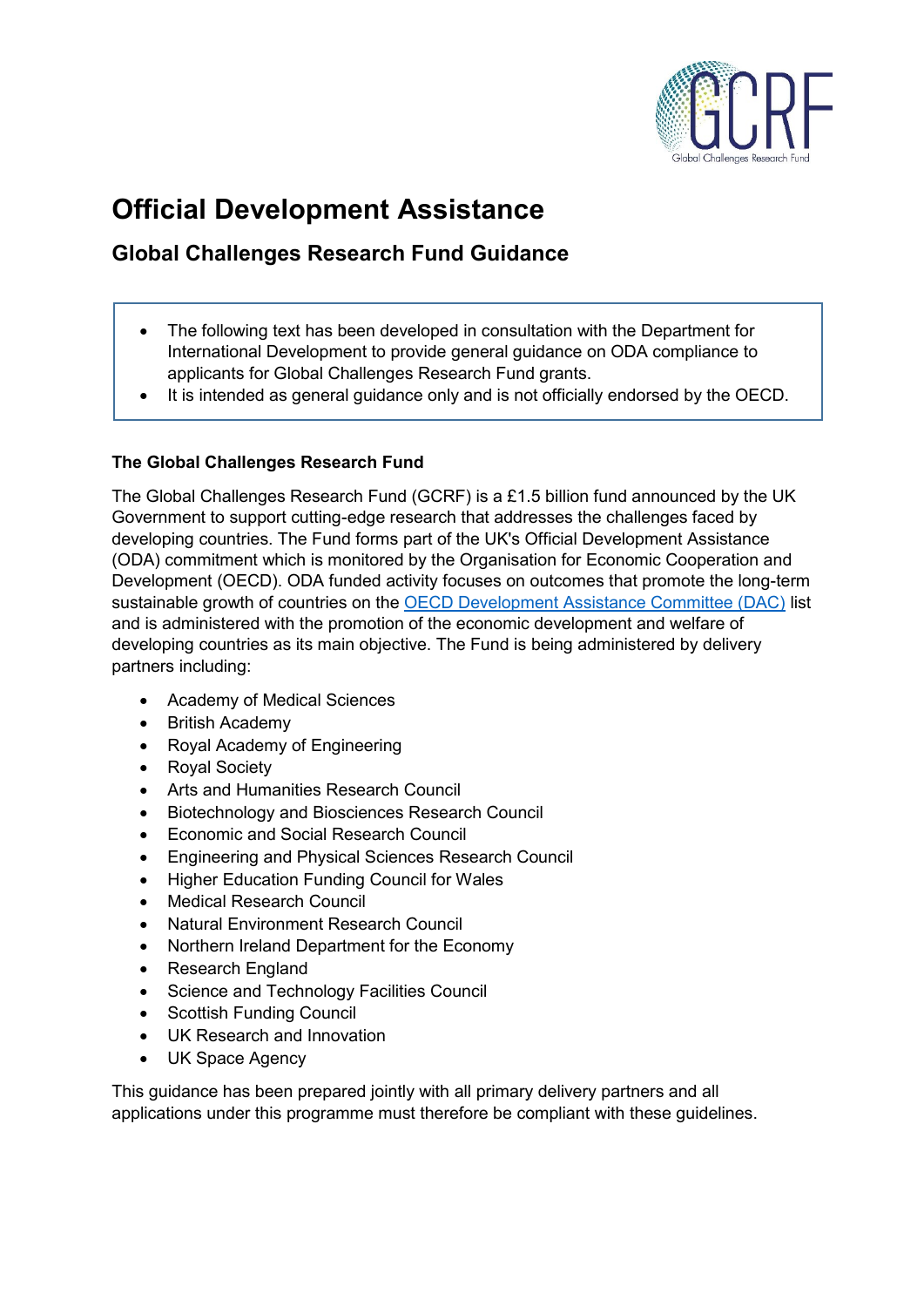# Official Development Assistance

## Global Challenges Research Fund Guidance

- The following text has been developed in consultation with the Department for International Development to provide general guidance on ODA compliance to applicants for Global Challenges Research Fund grants.
- It is intended as general guidance only and is not officially endorsed by the OECD.

**The Global Challenges Research Fund**

The Global Challenges Research Fund (GCRF) is a £1.5 billion fund announced by the UK Government to support cutting-edge research that addresses the challenges faced by developing countries. The Fund forms part of the UK's Official Development Assistance (ODA) commitment which is monitored by the Organisation for Economic Cooperation and Development (OECD). ODA funded activity focuses on outcomes that promote the long-term sustainable growth of countries on the OECD Development Assistance Committee (DAC) list and is administered with the promotion of the economic development and welfare of developing countries as its main objective. The Fund is being administered by delivery partners including:

- Academy of Medical Sciences
- British Academy
- Royal Academy of Engineering
- Royal Society
- Arts and Humanities Research Council
- Biotechnology and Biosciences Research Council
- Economic and Social Research Council
- Engineering and Physical Sciences Research Council
- Higher Education Funding Council for Wales
- Medical Research Council
- Natural Environment Research Council
- Northern Ireland Department for the Economy
- Research England
- Science and Technology Facilities Council
- Scottish Funding Council
- UK Research and Innovation
- UK Space Agency

This guidance has been prepared jointly with all primary delivery partners and all applications under this programme must therefore be compliant with these guidelines.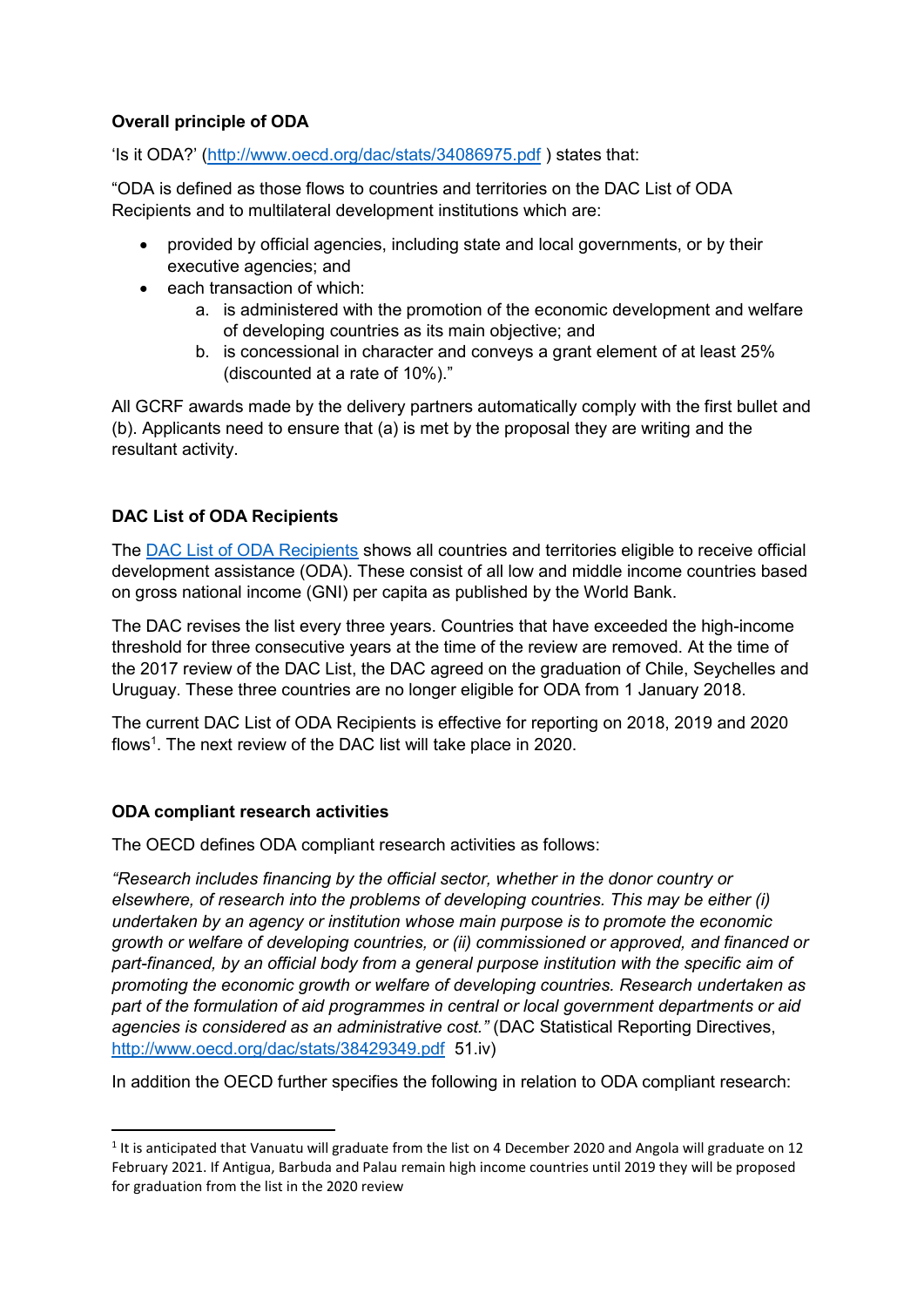**Overall principle of ODA**

'Is it ODA?' (http://www.oecd.org/dac/stats/34086975.pdf ) states that:

"ODA is defined as those flows to countries and territories on the DAC List of ODA Recipients and to multilateral development institutions which are:

- provided by official agencies, including state and local governments, or by their executive agencies; and
- each transaction of which:
    a. is administered with the promotion of the economic development and welfare of developing countries as its main objective; and
    b. is concessional in character and conveys a grant element of at least 25% (discounted at a rate of 10%)."

All GCRF awards made by the delivery partners automatically comply with the first bullet and (b). Applicants need to ensure that (a) is met by the proposal they are writing and the resultant activity.

**DAC List of ODA Recipients**

The DAC List of ODA Recipients shows all countries and territories eligible to receive official development assistance (ODA). These consist of all low and middle income countries based on gross national income (GNI) per capita as published by the World Bank.

The DAC revises the list every three years. Countries that have exceeded the high-income threshold for three consecutive years at the time of the review are removed. At the time of the 2017 review of the DAC List, the DAC agreed on the graduation of Chile, Seychelles and Uruguay. These three countries are no longer eligible for ODA from 1 January 2018.

The current DAC List of ODA Recipients is effective for reporting on 2018, 2019 and 2020 flows[1]. The next review of the DAC list will take place in 2020.

**ODA compliant research activities**

The OECD defines ODA compliant research activities as follows:

*"Research includes financing by the official sector, whether in the donor country or elsewhere, of research into the problems of developing countries. This may be either (i) undertaken by an agency or institution whose main purpose is to promote the economic growth or welfare of developing countries, or (ii) commissioned or approved, and financed or part-financed, by an official body from a general purpose institution with the specific aim of promoting the economic growth or welfare of developing countries. Research undertaken as part of the formulation of aid programmes in central or local government departments or aid agencies is considered as an administrative cost."* (DAC Statistical Reporting Directives, http://www.oecd.org/dac/stats/38429349.pdf 51.iv)

In addition the OECD further specifies the following in relation to ODA compliant research:

[1] It is anticipated that Vanuatu will graduate from the list on 4 December 2020 and Angola will graduate on 12 February 2021. If Antigua, Barbuda and Palau remain high income countries until 2019 they will be proposed for graduation from the list in the 2020 review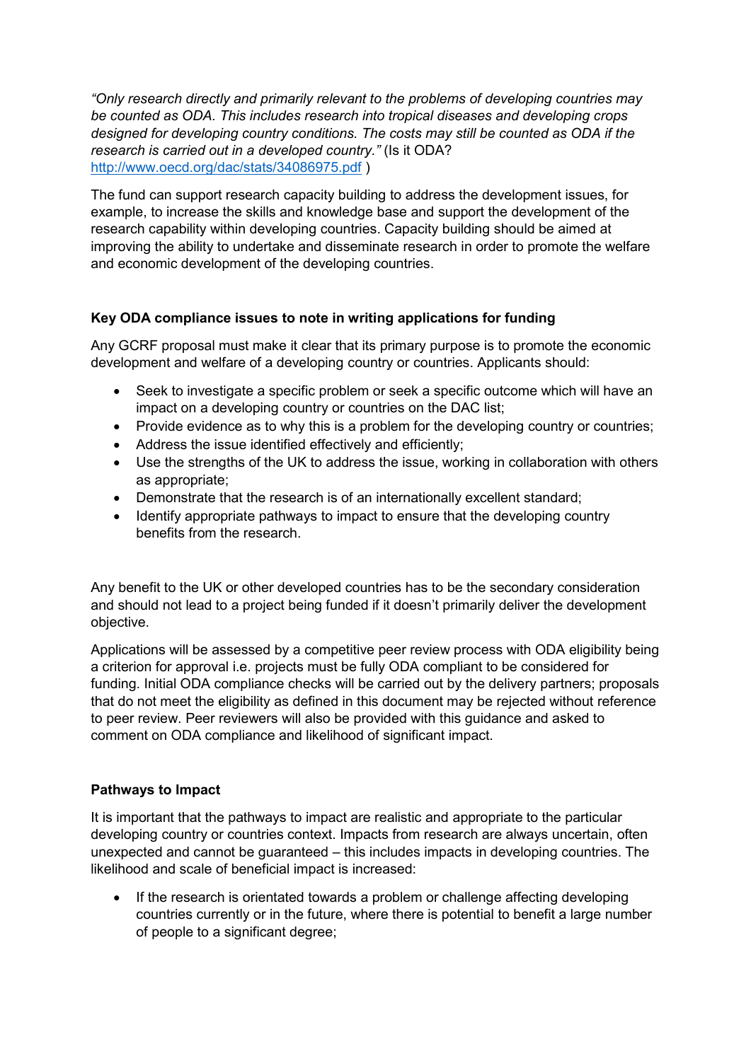*"Only research directly and primarily relevant to the problems of developing countries may be counted as ODA. This includes research into tropical diseases and developing crops designed for developing country conditions. The costs may still be counted as ODA if the research is carried out in a developed country."* (Is it ODA? [http://www.oecd.org/dac/stats/34086975.pdf](http://www.oecd.org/dac/stats/34086975.pdf) )

The fund can support research capacity building to address the development issues, for example, to increase the skills and knowledge base and support the development of the research capability within developing countries. Capacity building should be aimed at improving the ability to undertake and disseminate research in order to promote the welfare and economic development of the developing countries.

**Key ODA compliance issues to note in writing applications for funding**

Any GCRF proposal must make it clear that its primary purpose is to promote the economic development and welfare of a developing country or countries. Applicants should:

- Seek to investigate a specific problem or seek a specific outcome which will have an impact on a developing country or countries on the DAC list;
- Provide evidence as to why this is a problem for the developing country or countries;
- Address the issue identified effectively and efficiently;
- Use the strengths of the UK to address the issue, working in collaboration with others as appropriate;
- Demonstrate that the research is of an internationally excellent standard;
- Identify appropriate pathways to impact to ensure that the developing country benefits from the research.

Any benefit to the UK or other developed countries has to be the secondary consideration and should not lead to a project being funded if it doesn't primarily deliver the development objective.

Applications will be assessed by a competitive peer review process with ODA eligibility being a criterion for approval i.e. projects must be fully ODA compliant to be considered for funding. Initial ODA compliance checks will be carried out by the delivery partners; proposals that do not meet the eligibility as defined in this document may be rejected without reference to peer review. Peer reviewers will also be provided with this guidance and asked to comment on ODA compliance and likelihood of significant impact.

**Pathways to Impact**

It is important that the pathways to impact are realistic and appropriate to the particular developing country or countries context. Impacts from research are always uncertain, often unexpected and cannot be guaranteed – this includes impacts in developing countries. The likelihood and scale of beneficial impact is increased:

- If the research is orientated towards a problem or challenge affecting developing countries currently or in the future, where there is potential to benefit a large number of people to a significant degree;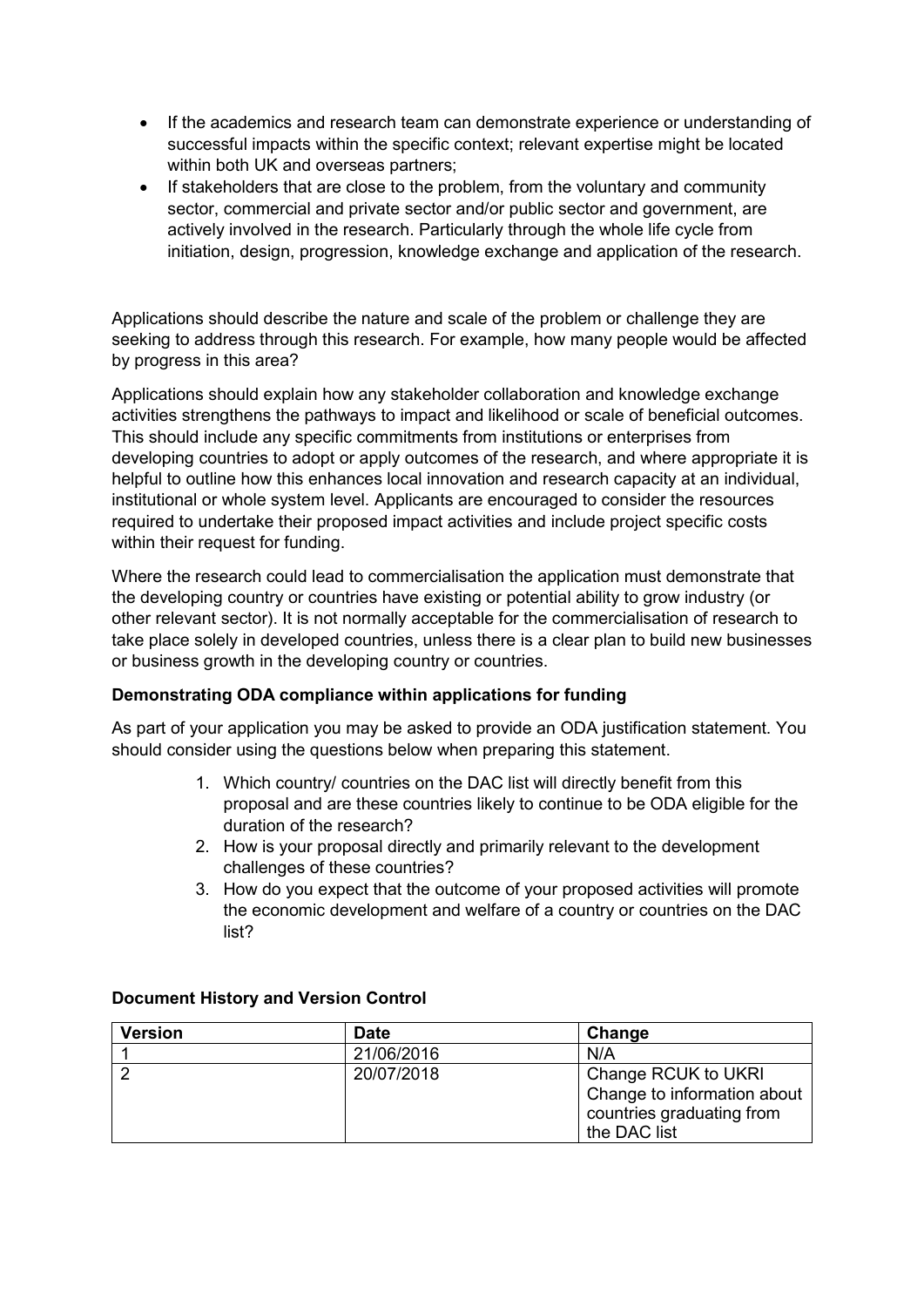- If the academics and research team can demonstrate experience or understanding of successful impacts within the specific context; relevant expertise might be located within both UK and overseas partners;
- If stakeholders that are close to the problem, from the voluntary and community sector, commercial and private sector and/or public sector and government, are actively involved in the research. Particularly through the whole life cycle from initiation, design, progression, knowledge exchange and application of the research.

Applications should describe the nature and scale of the problem or challenge they are seeking to address through this research. For example, how many people would be affected by progress in this area?

Applications should explain how any stakeholder collaboration and knowledge exchange activities strengthens the pathways to impact and likelihood or scale of beneficial outcomes. This should include any specific commitments from institutions or enterprises from developing countries to adopt or apply outcomes of the research, and where appropriate it is helpful to outline how this enhances local innovation and research capacity at an individual, institutional or whole system level. Applicants are encouraged to consider the resources required to undertake their proposed impact activities and include project specific costs within their request for funding.

Where the research could lead to commercialisation the application must demonstrate that the developing country or countries have existing or potential ability to grow industry (or other relevant sector). It is not normally acceptable for the commercialisation of research to take place solely in developed countries, unless there is a clear plan to build new businesses or business growth in the developing country or countries.

**Demonstrating ODA compliance within applications for funding**

As part of your application you may be asked to provide an ODA justification statement. You should consider using the questions below when preparing this statement.

1. Which country/ countries on the DAC list will directly benefit from this proposal and are these countries likely to continue to be ODA eligible for the duration of the research?
2. How is your proposal directly and primarily relevant to the development challenges of these countries?
3. How do you expect that the outcome of your proposed activities will promote the economic development and welfare of a country or countries on the DAC list?

**Document History and Version Control**

| Version | Date | Change |
|---|---|---|
| 1 | 21/06/2016 | N/A |
| 2 | 20/07/2018 | Change RCUK to UKRI<br>Change to information about countries graduating from the DAC list |